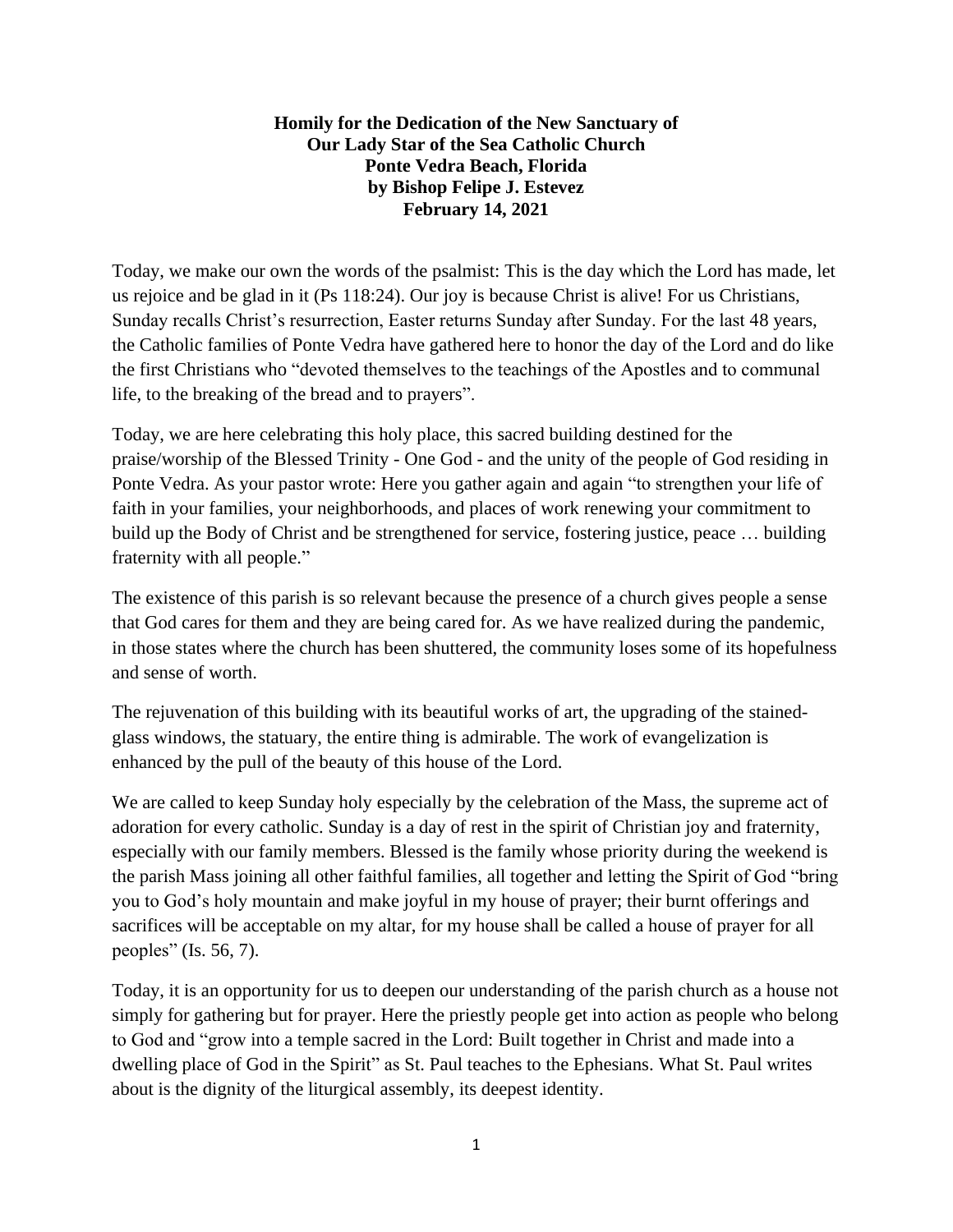**Homily for the Dedication of the New Sanctuary of**
**Our Lady Star of the Sea Catholic Church**
**Ponte Vedra Beach, Florida**
**by Bishop Felipe J. Estevez**
**February 14, 2021**

Today, we make our own the words of the psalmist: This is the day which the Lord has made, let us rejoice and be glad in it (Ps 118:24). Our joy is because Christ is alive! For us Christians, Sunday recalls Christ's resurrection, Easter returns Sunday after Sunday. For the last 48 years, the Catholic families of Ponte Vedra have gathered here to honor the day of the Lord and do like the first Christians who "devoted themselves to the teachings of the Apostles and to communal life, to the breaking of the bread and to prayers".

Today, we are here celebrating this holy place, this sacred building destined for the praise/worship of the Blessed Trinity - One God - and the unity of the people of God residing in Ponte Vedra. As your pastor wrote: Here you gather again and again "to strengthen your life of faith in your families, your neighborhoods, and places of work renewing your commitment to build up the Body of Christ and be strengthened for service, fostering justice, peace … building fraternity with all people."

The existence of this parish is so relevant because the presence of a church gives people a sense that God cares for them and they are being cared for. As we have realized during the pandemic, in those states where the church has been shuttered, the community loses some of its hopefulness and sense of worth.

The rejuvenation of this building with its beautiful works of art, the upgrading of the stained-glass windows, the statuary, the entire thing is admirable. The work of evangelization is enhanced by the pull of the beauty of this house of the Lord.

We are called to keep Sunday holy especially by the celebration of the Mass, the supreme act of adoration for every catholic. Sunday is a day of rest in the spirit of Christian joy and fraternity, especially with our family members. Blessed is the family whose priority during the weekend is the parish Mass joining all other faithful families, all together and letting the Spirit of God "bring you to God's holy mountain and make joyful in my house of prayer; their burnt offerings and sacrifices will be acceptable on my altar, for my house shall be called a house of prayer for all peoples" (Is. 56, 7).

Today, it is an opportunity for us to deepen our understanding of the parish church as a house not simply for gathering but for prayer. Here the priestly people get into action as people who belong to God and "grow into a temple sacred in the Lord: Built together in Christ and made into a dwelling place of God in the Spirit" as St. Paul teaches to the Ephesians. What St. Paul writes about is the dignity of the liturgical assembly, its deepest identity.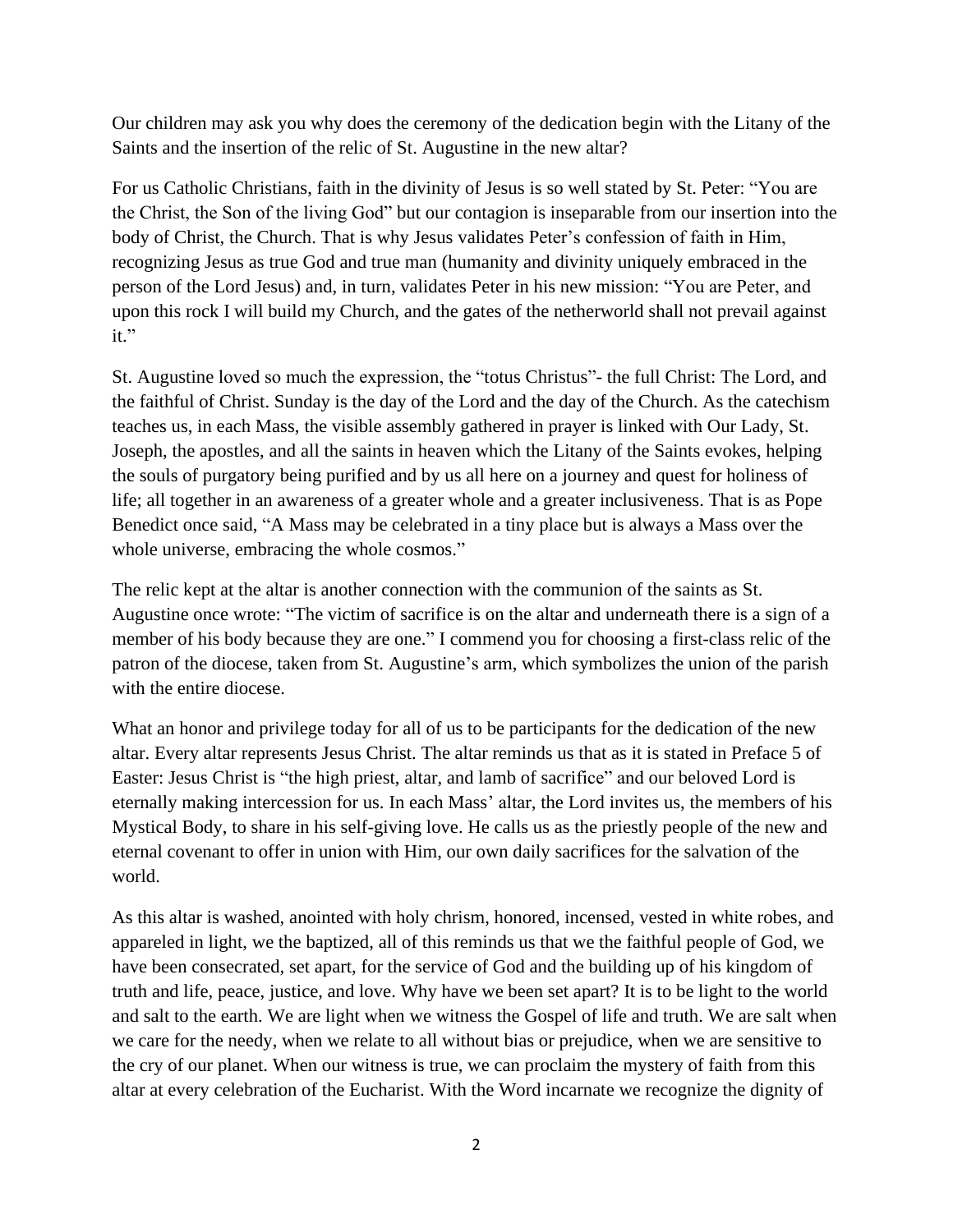Our children may ask you why does the ceremony of the dedication begin with the Litany of the Saints and the insertion of the relic of St. Augustine in the new altar?

For us Catholic Christians, faith in the divinity of Jesus is so well stated by St. Peter: "You are the Christ, the Son of the living God" but our contagion is inseparable from our insertion into the body of Christ, the Church. That is why Jesus validates Peter's confession of faith in Him, recognizing Jesus as true God and true man (humanity and divinity uniquely embraced in the person of the Lord Jesus) and, in turn, validates Peter in his new mission: "You are Peter, and upon this rock I will build my Church, and the gates of the netherworld shall not prevail against it."

St. Augustine loved so much the expression, the "totus Christus"- the full Christ: The Lord, and the faithful of Christ. Sunday is the day of the Lord and the day of the Church. As the catechism teaches us, in each Mass, the visible assembly gathered in prayer is linked with Our Lady, St. Joseph, the apostles, and all the saints in heaven which the Litany of the Saints evokes, helping the souls of purgatory being purified and by us all here on a journey and quest for holiness of life; all together in an awareness of a greater whole and a greater inclusiveness. That is as Pope Benedict once said, "A Mass may be celebrated in a tiny place but is always a Mass over the whole universe, embracing the whole cosmos."

The relic kept at the altar is another connection with the communion of the saints as St. Augustine once wrote: "The victim of sacrifice is on the altar and underneath there is a sign of a member of his body because they are one." I commend you for choosing a first-class relic of the patron of the diocese, taken from St. Augustine's arm, which symbolizes the union of the parish with the entire diocese.

What an honor and privilege today for all of us to be participants for the dedication of the new altar. Every altar represents Jesus Christ. The altar reminds us that as it is stated in Preface 5 of Easter: Jesus Christ is "the high priest, altar, and lamb of sacrifice" and our beloved Lord is eternally making intercession for us. In each Mass' altar, the Lord invites us, the members of his Mystical Body, to share in his self-giving love. He calls us as the priestly people of the new and eternal covenant to offer in union with Him, our own daily sacrifices for the salvation of the world.

As this altar is washed, anointed with holy chrism, honored, incensed, vested in white robes, and appareled in light, we the baptized, all of this reminds us that we the faithful people of God, we have been consecrated, set apart, for the service of God and the building up of his kingdom of truth and life, peace, justice, and love. Why have we been set apart? It is to be light to the world and salt to the earth. We are light when we witness the Gospel of life and truth. We are salt when we care for the needy, when we relate to all without bias or prejudice, when we are sensitive to the cry of our planet. When our witness is true, we can proclaim the mystery of faith from this altar at every celebration of the Eucharist. With the Word incarnate we recognize the dignity of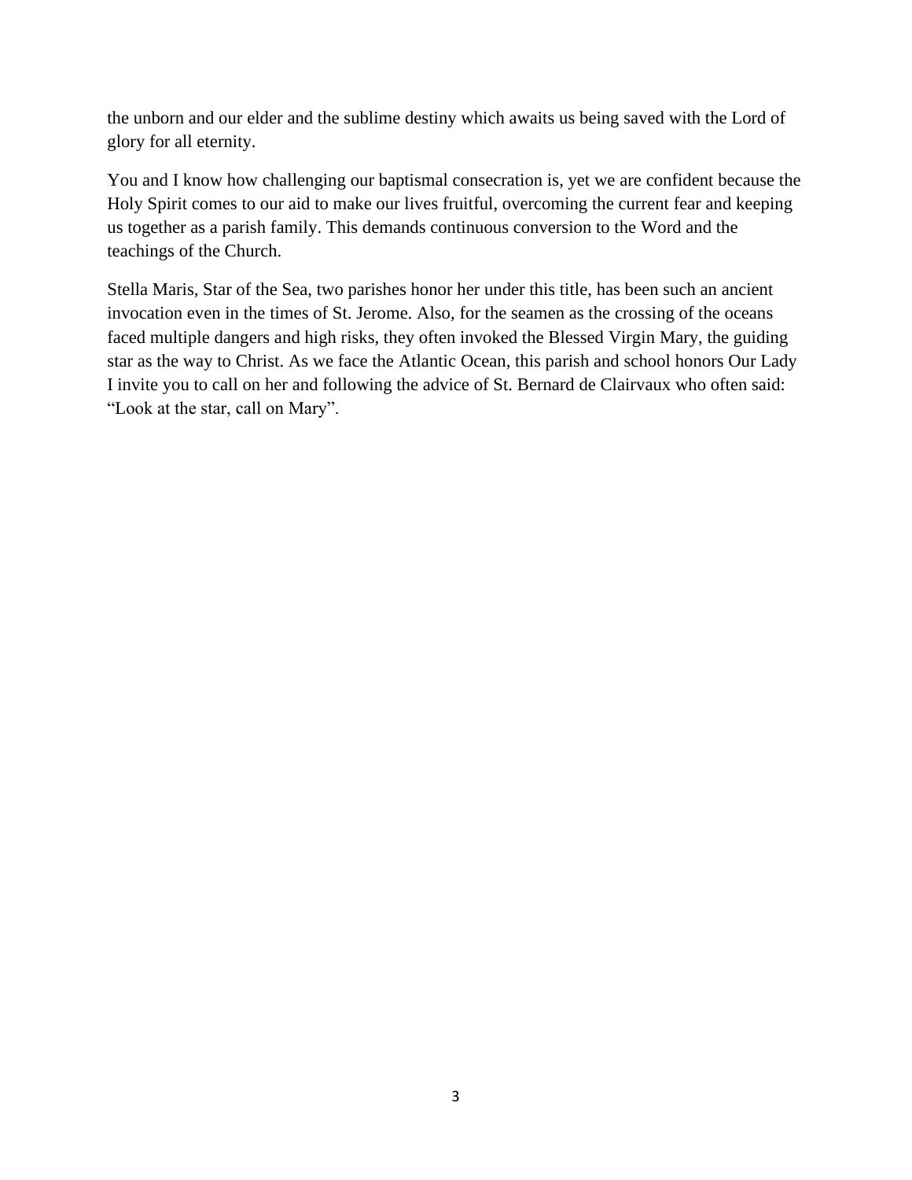the unborn and our elder and the sublime destiny which awaits us being saved with the Lord of glory for all eternity.

You and I know how challenging our baptismal consecration is, yet we are confident because the Holy Spirit comes to our aid to make our lives fruitful, overcoming the current fear and keeping us together as a parish family. This demands continuous conversion to the Word and the teachings of the Church.

Stella Maris, Star of the Sea, two parishes honor her under this title, has been such an ancient invocation even in the times of St. Jerome. Also, for the seamen as the crossing of the oceans faced multiple dangers and high risks, they often invoked the Blessed Virgin Mary, the guiding star as the way to Christ. As we face the Atlantic Ocean, this parish and school honors Our Lady I invite you to call on her and following the advice of St. Bernard de Clairvaux who often said: "Look at the star, call on Mary".